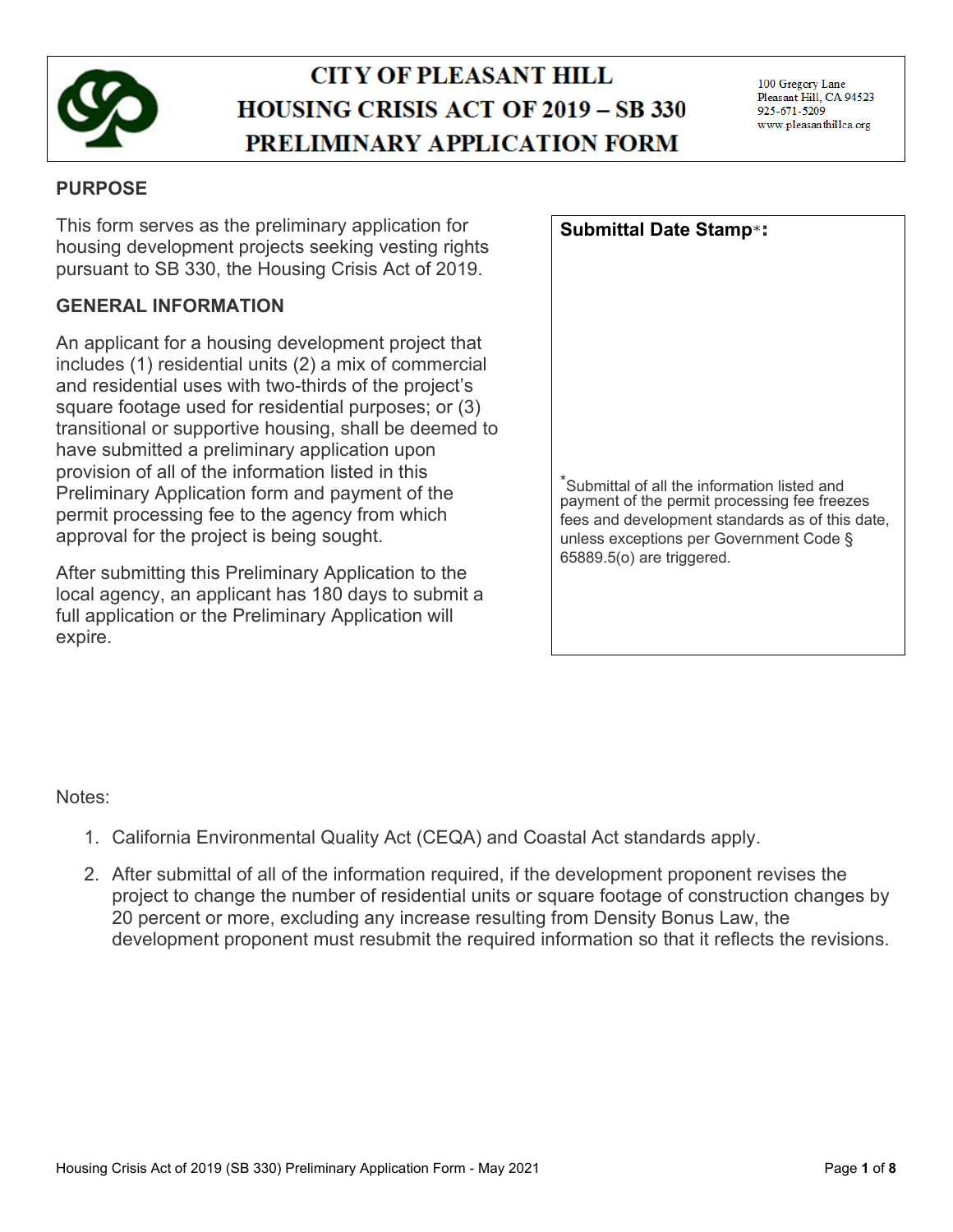# CITY OF PLEASANT HILL
# HOUSING CRISIS ACT OF 2019 – SB 330
# PRELIMINARY APPLICATION FORM

100 Gregory Lane
Pleasant Hill, CA 94523
925-671-5209
www.pleasanthillca.org

## PURPOSE

This form serves as the preliminary application for housing development projects seeking vesting rights pursuant to SB 330, the Housing Crisis Act of 2019.

## GENERAL INFORMATION

An applicant for a housing development project that includes (1) residential units (2) a mix of commercial and residential uses with two-thirds of the project's square footage used for residential purposes; or (3) transitional or supportive housing, shall be deemed to have submitted a preliminary application upon provision of all of the information listed in this Preliminary Application form and payment of the permit processing fee to the agency from which approval for the project is being sought.

After submitting this Preliminary Application to the local agency, an applicant has 180 days to submit a full application or the Preliminary Application will expire.

**Submittal Date Stamp*:**

*Submittal of all the information listed and payment of the permit processing fee freezes fees and development standards as of this date, unless exceptions per Government Code § 65889.5(o) are triggered.

Notes:

1. California Environmental Quality Act (CEQA) and Coastal Act standards apply.
2. After submittal of all of the information required, if the development proponent revises the project to change the number of residential units or square footage of construction changes by 20 percent or more, excluding any increase resulting from Density Bonus Law, the development proponent must resubmit the required information so that it reflects the revisions.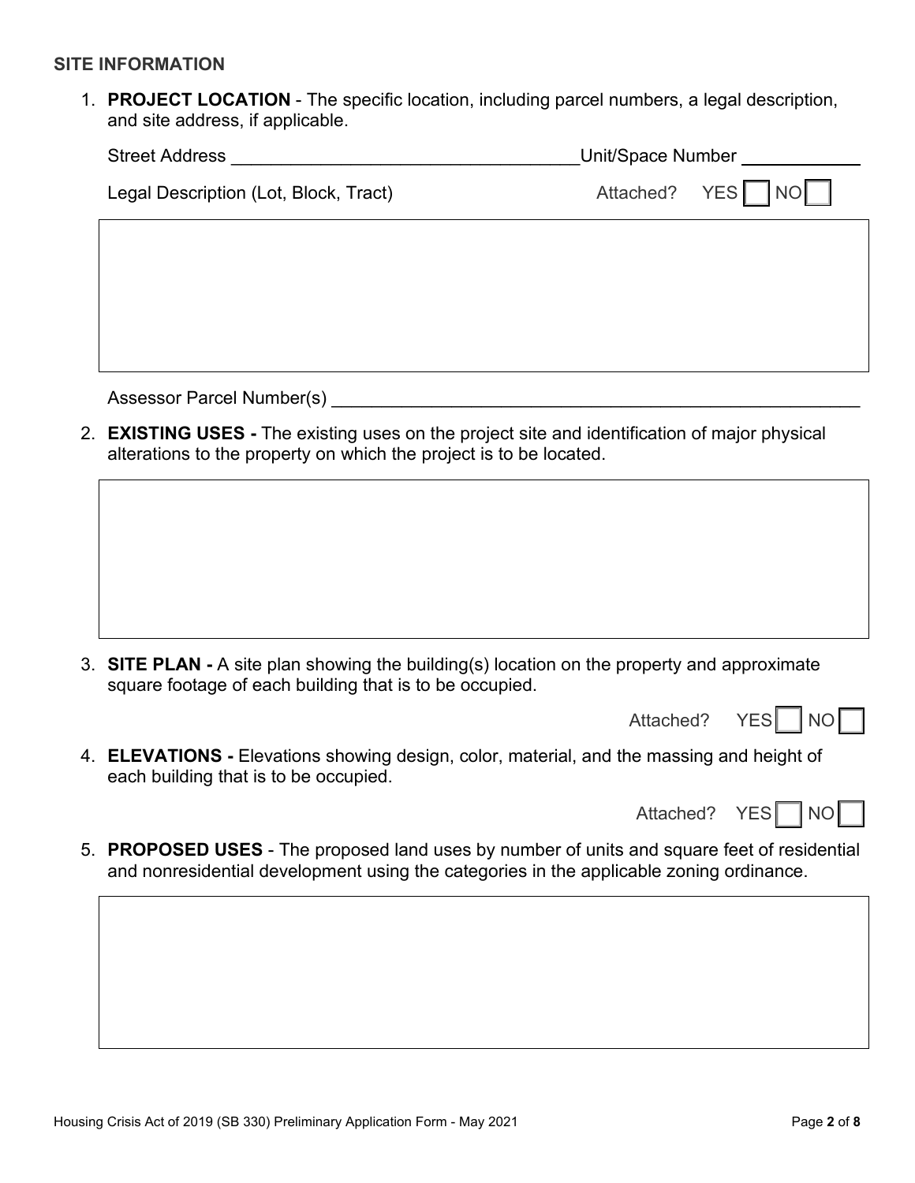**SITE INFORMATION**

1. **PROJECT LOCATION** - The specific location, including parcel numbers, a legal description, and site address, if applicable.

   Street Address ___________________________________ Unit/Space Number ____________

   Legal Description (Lot, Block, Tract) Attached? YES ☐ NO ☐

   Assessor Parcel Number(s) ___________________________________________________

2. **EXISTING USES -** The existing uses on the project site and identification of major physical alterations to the property on which the project is to be located.

3. **SITE PLAN -** A site plan showing the building(s) location on the property and approximate square footage of each building that is to be occupied.

   Attached? YES ☐ NO ☐

4. **ELEVATIONS -** Elevations showing design, color, material, and the massing and height of each building that is to be occupied.

   Attached? YES ☐ NO ☐

5. **PROPOSED USES** - The proposed land uses by number of units and square feet of residential and nonresidential development using the categories in the applicable zoning ordinance.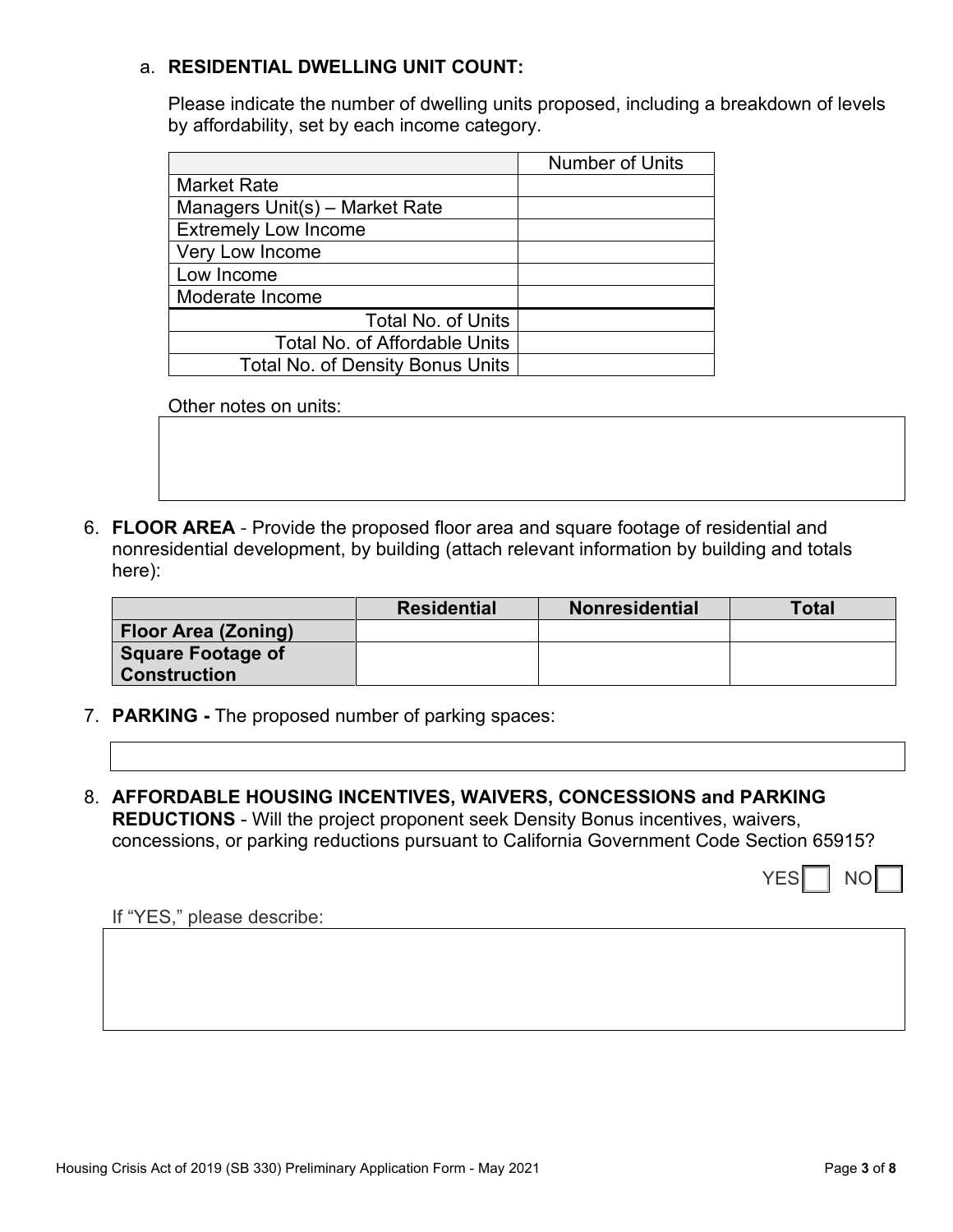a. **RESIDENTIAL DWELLING UNIT COUNT:**

Please indicate the number of dwelling units proposed, including a breakdown of levels by affordability, set by each income category.

| | Number of Units |
|---|---|
| Market Rate | |
| Managers Unit(s) – Market Rate | |
| Extremely Low Income | |
| Very Low Income | |
| Low Income | |
| Moderate Income | |
| Total No. of Units | |
| Total No. of Affordable Units | |
| Total No. of Density Bonus Units | |

Other notes on units:

6. **FLOOR AREA** - Provide the proposed floor area and square footage of residential and nonresidential development, by building (attach relevant information by building and totals here):

| | **Residential** | **Nonresidential** | **Total** |
|---|---|---|---|
| **Floor Area (Zoning)** | | | |
| **Square Footage of Construction** | | | |

7. **PARKING -** The proposed number of parking spaces:

8. **AFFORDABLE HOUSING INCENTIVES, WAIVERS, CONCESSIONS and PARKING REDUCTIONS** - Will the project proponent seek Density Bonus incentives, waivers, concessions, or parking reductions pursuant to California Government Code Section 65915?

YES ☐ NO ☐

If "YES," please describe: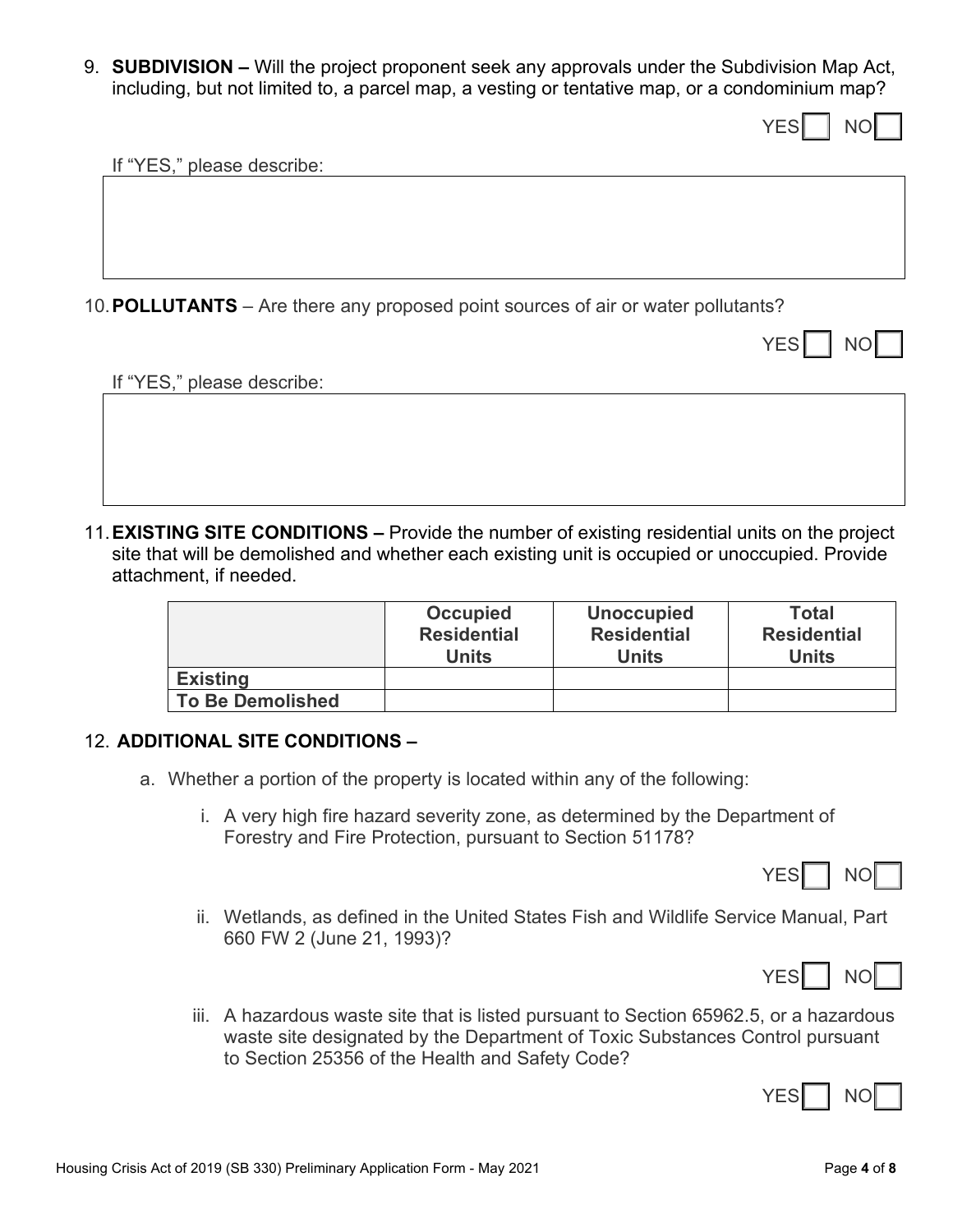9. **SUBDIVISION –** Will the project proponent seek any approvals under the Subdivision Map Act, including, but not limited to, a parcel map, a vesting or tentative map, or a condominium map?

YES ☐ NO ☐

If "YES," please describe:

10. **POLLUTANTS** – Are there any proposed point sources of air or water pollutants?

YES ☐ NO ☐

If "YES," please describe:

11. **EXISTING SITE CONDITIONS –** Provide the number of existing residential units on the project site that will be demolished and whether each existing unit is occupied or unoccupied. Provide attachment, if needed.

| | Occupied Residential Units | Unoccupied Residential Units | Total Residential Units |
|---|---|---|---|
| **Existing** | | | |
| **To Be Demolished** | | | |

12. **ADDITIONAL SITE CONDITIONS –**

   a. Whether a portion of the property is located within any of the following:

      i. A very high fire hazard severity zone, as determined by the Department of Forestry and Fire Protection, pursuant to Section 51178?

      YES ☐ NO ☐

      ii. Wetlands, as defined in the United States Fish and Wildlife Service Manual, Part 660 FW 2 (June 21, 1993)?

      YES ☐ NO ☐

      iii. A hazardous waste site that is listed pursuant to Section 65962.5, or a hazardous waste site designated by the Department of Toxic Substances Control pursuant to Section 25356 of the Health and Safety Code?

      YES ☐ NO ☐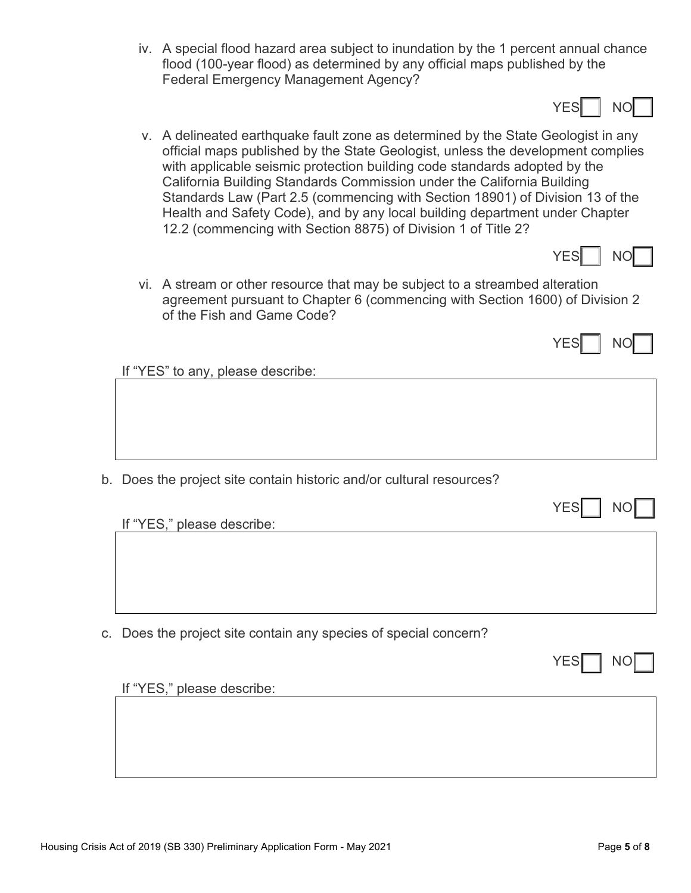iv. A special flood hazard area subject to inundation by the 1 percent annual chance flood (100-year flood) as determined by any official maps published by the Federal Emergency Management Agency?

YES ☐ NO ☐

v. A delineated earthquake fault zone as determined by the State Geologist in any official maps published by the State Geologist, unless the development complies with applicable seismic protection building code standards adopted by the California Building Standards Commission under the California Building Standards Law (Part 2.5 (commencing with Section 18901) of Division 13 of the Health and Safety Code), and by any local building department under Chapter 12.2 (commencing with Section 8875) of Division 1 of Title 2?

YES ☐ NO ☐

vi. A stream or other resource that may be subject to a streambed alteration agreement pursuant to Chapter 6 (commencing with Section 1600) of Division 2 of the Fish and Game Code?

YES ☐ NO ☐

If "YES" to any, please describe:

b. Does the project site contain historic and/or cultural resources?

YES ☐ NO ☐

If "YES," please describe:

c. Does the project site contain any species of special concern?

YES ☐ NO ☐

If "YES," please describe: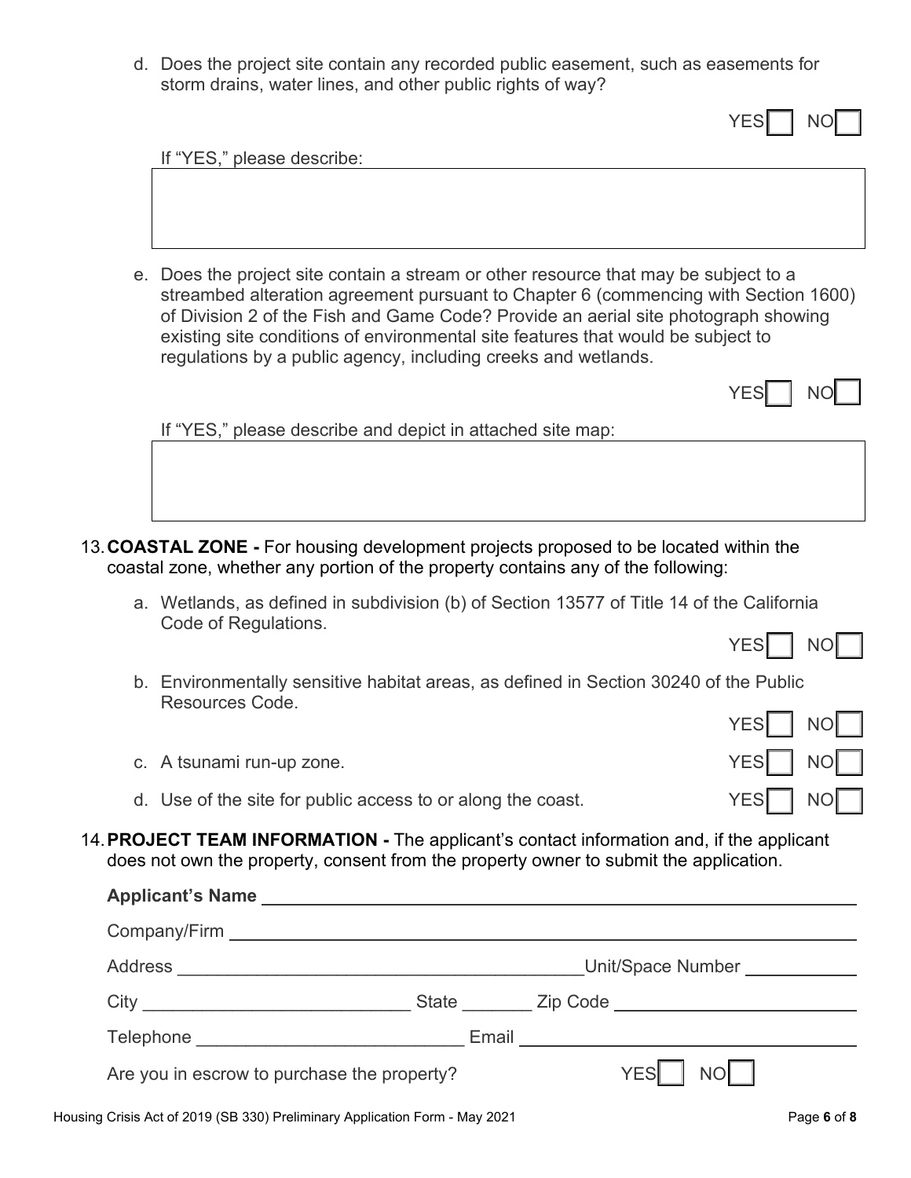d. Does the project site contain any recorded public easement, such as easements for storm drains, water lines, and other public rights of way?

YES ☐ NO ☐

If "YES," please describe:

e. Does the project site contain a stream or other resource that may be subject to a streambed alteration agreement pursuant to Chapter 6 (commencing with Section 1600) of Division 2 of the Fish and Game Code? Provide an aerial site photograph showing existing site conditions of environmental site features that would be subject to regulations by a public agency, including creeks and wetlands.

YES ☐ NO ☐

If "YES," please describe and depict in attached site map:

13. **COASTAL ZONE -** For housing development projects proposed to be located within the coastal zone, whether any portion of the property contains any of the following:

a. Wetlands, as defined in subdivision (b) of Section 13577 of Title 14 of the California Code of Regulations. YES ☐ NO ☐

b. Environmentally sensitive habitat areas, as defined in Section 30240 of the Public Resources Code. YES ☐ NO ☐

c. A tsunami run-up zone. YES ☐ NO ☐

d. Use of the site for public access to or along the coast. YES ☐ NO ☐

14. **PROJECT TEAM INFORMATION -** The applicant's contact information and, if the applicant does not own the property, consent from the property owner to submit the application.

**Applicant's Name** ______________________________

Company/Firm ______________________________

Address ______________________________ Unit/Space Number ____________

City ______________________ State _______ Zip Code ______________________

Telephone ______________________ Email ______________________________

Are you in escrow to purchase the property? YES ☐ NO ☐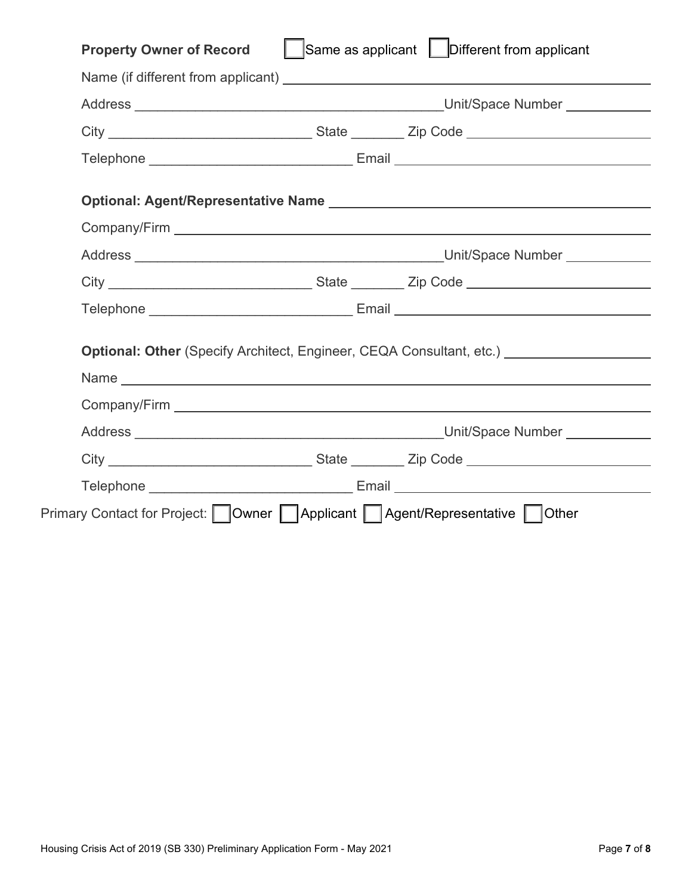**Property Owner of Record** ☐ Same as applicant ☐ Different from applicant

Name (if different from applicant) ______________________________

Address ______________________________ Unit/Space Number __________

City ______________________ State _______ Zip Code ____________________

Telephone ______________________ Email ______________________________

**Optional: Agent/Representative Name** ______________________________

Company/Firm ______________________________

Address ______________________________ Unit/Space Number __________

City ______________________ State _______ Zip Code ____________________

Telephone ______________________ Email ______________________________

**Optional: Other** (Specify Architect, Engineer, CEQA Consultant, etc.) ____________________

Name ______________________________

Company/Firm ______________________________

Address ______________________________ Unit/Space Number __________

City ______________________ State _______ Zip Code ____________________

Telephone ______________________ Email ______________________________

Primary Contact for Project: ☐ Owner ☐ Applicant ☐ Agent/Representative ☐ Other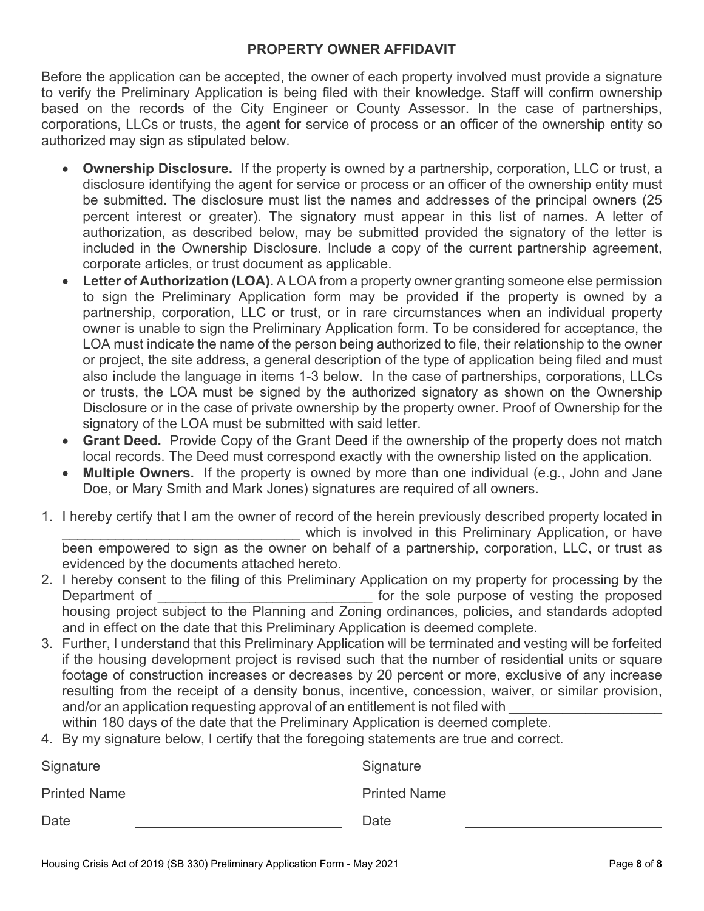## PROPERTY OWNER AFFIDAVIT

Before the application can be accepted, the owner of each property involved must provide a signature to verify the Preliminary Application is being filed with their knowledge. Staff will confirm ownership based on the records of the City Engineer or County Assessor. In the case of partnerships, corporations, LLCs or trusts, the agent for service of process or an officer of the ownership entity so authorized may sign as stipulated below.

- **Ownership Disclosure.** If the property is owned by a partnership, corporation, LLC or trust, a disclosure identifying the agent for service or process or an officer of the ownership entity must be submitted. The disclosure must list the names and addresses of the principal owners (25 percent interest or greater). The signatory must appear in this list of names. A letter of authorization, as described below, may be submitted provided the signatory of the letter is included in the Ownership Disclosure. Include a copy of the current partnership agreement, corporate articles, or trust document as applicable.
- **Letter of Authorization (LOA).** A LOA from a property owner granting someone else permission to sign the Preliminary Application form may be provided if the property is owned by a partnership, corporation, LLC or trust, or in rare circumstances when an individual property owner is unable to sign the Preliminary Application form. To be considered for acceptance, the LOA must indicate the name of the person being authorized to file, their relationship to the owner or project, the site address, a general description of the type of application being filed and must also include the language in items 1-3 below. In the case of partnerships, corporations, LLCs or trusts, the LOA must be signed by the authorized signatory as shown on the Ownership Disclosure or in the case of private ownership by the property owner. Proof of Ownership for the signatory of the LOA must be submitted with said letter.
- **Grant Deed.** Provide Copy of the Grant Deed if the ownership of the property does not match local records. The Deed must correspond exactly with the ownership listed on the application.
- **Multiple Owners.** If the property is owned by more than one individual (e.g., John and Jane Doe, or Mary Smith and Mark Jones) signatures are required of all owners.

1. I hereby certify that I am the owner of record of the herein previously described property located in ______________________________ which is involved in this Preliminary Application, or have been empowered to sign as the owner on behalf of a partnership, corporation, LLC, or trust as evidenced by the documents attached hereto.
2. I hereby consent to the filing of this Preliminary Application on my property for processing by the Department of ____________________________ for the sole purpose of vesting the proposed housing project subject to the Planning and Zoning ordinances, policies, and standards adopted and in effect on the date that this Preliminary Application is deemed complete.
3. Further, I understand that this Preliminary Application will be terminated and vesting will be forfeited if the housing development project is revised such that the number of residential units or square footage of construction increases or decreases by 20 percent or more, exclusive of any increase resulting from the receipt of a density bonus, incentive, concession, waiver, or similar provision, and/or an application requesting approval of an entitlement is not filed with ____________________ within 180 days of the date that the Preliminary Application is deemed complete.
4. By my signature below, I certify that the foregoing statements are true and correct.

| | | | |
|---|---|---|---|
| Signature | | Signature | |
| Printed Name | | Printed Name | |
| Date | | Date | |